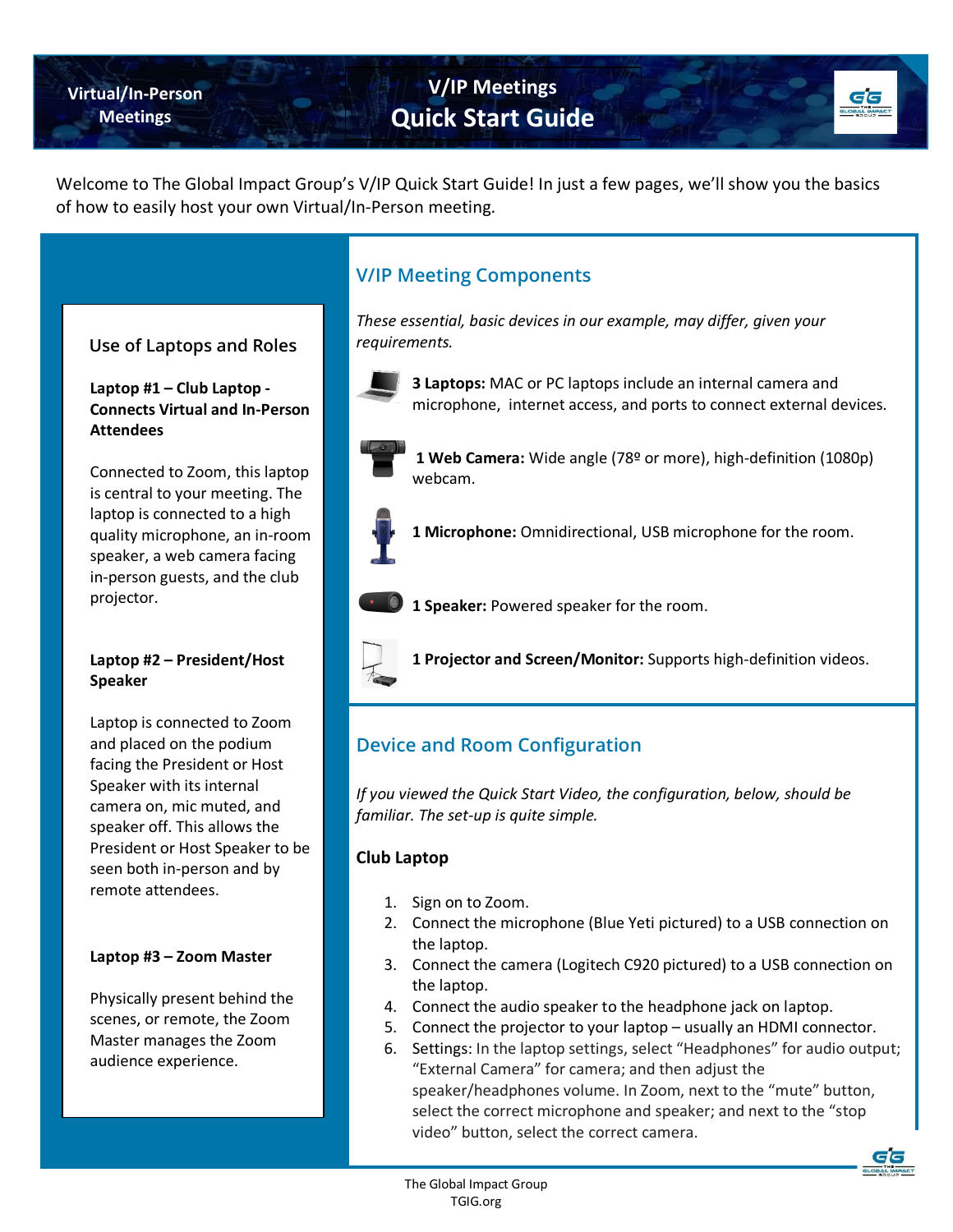Virtual/In-Person Meetings

# V/IP Meetings Quick Start Guide

Welcome to The Global Impact Group's V/IP Quick Start Guide! In just a few pages, we'll show you the basics of how to easily host your own Virtual/In-Person meeting.

## Use of Laptops and Roles

**Laptop #1 – Club Laptop - Connects Virtual and In-Person Attendees**

Connected to Zoom, this laptop is central to your meeting. The laptop is connected to a high quality microphone, an in-room speaker, a web camera facing in-person guests, and the club projector.

**Laptop #2 – President/Host Speaker**

Laptop is connected to Zoom and placed on the podium facing the President or Host Speaker with its internal camera on, mic muted, and speaker off. This allows the President or Host Speaker to be seen both in-person and by remote attendees.

**Laptop #3 – Zoom Master**

Physically present behind the scenes, or remote, the Zoom Master manages the Zoom audience experience.

## V/IP Meeting Components

*These essential, basic devices in our example, may differ, given your requirements.*

**3 Laptops:** MAC or PC laptops include an internal camera and microphone, internet access, and ports to connect external devices.

**1 Web Camera:** Wide angle (78º or more), high-definition (1080p) webcam.

**1 Microphone:** Omnidirectional, USB microphone for the room.

**1 Speaker:** Powered speaker for the room.

**1 Projector and Screen/Monitor:** Supports high-definition videos.

## Device and Room Configuration

*If you viewed the Quick Start Video, the configuration, below, should be familiar. The set-up is quite simple.*

### Club Laptop

1. Sign on to Zoom.
2. Connect the microphone (Blue Yeti pictured) to a USB connection on the laptop.
3. Connect the camera (Logitech C920 pictured) to a USB connection on the laptop.
4. Connect the audio speaker to the headphone jack on laptop.
5. Connect the projector to your laptop – usually an HDMI connector.
6. Settings: In the laptop settings, select "Headphones" for audio output; "External Camera" for camera; and then adjust the speaker/headphones volume. In Zoom, next to the "mute" button, select the correct microphone and speaker; and next to the "stop video" button, select the correct camera.

The Global Impact Group
TGIG.org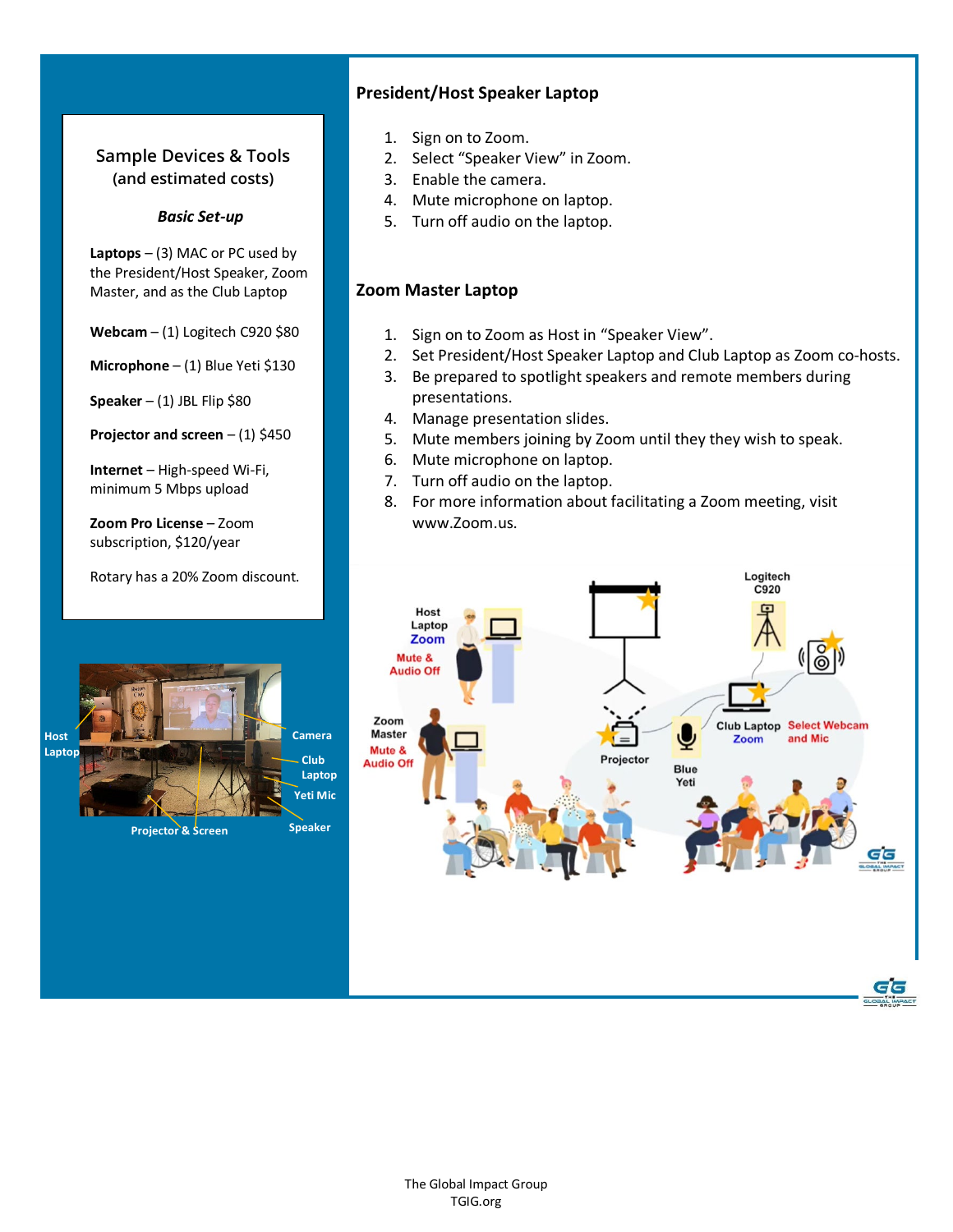## Sample Devices & Tools (and estimated costs)

***Basic Set-up***

**Laptops** – (3) MAC or PC used by the President/Host Speaker, Zoom Master, and as the Club Laptop

**Webcam** – (1) Logitech C920 $80

**Microphone** – (1) Blue Yeti $130

**Speaker** – (1) JBL Flip $80

**Projector and screen** – (1) $450

**Internet** – High-speed Wi-Fi, minimum 5 Mbps upload

**Zoom Pro License** – Zoom subscription, $120/year

Rotary has a 20% Zoom discount.

## President/Host Speaker Laptop

1. Sign on to Zoom.
2. Select "Speaker View" in Zoom.
3. Enable the camera.
4. Mute microphone on laptop.
5. Turn off audio on the laptop.

## Zoom Master Laptop

1. Sign on to Zoom as Host in "Speaker View".
2. Set President/Host Speaker Laptop and Club Laptop as Zoom co-hosts.
3. Be prepared to spotlight speakers and remote members during presentations.
4. Manage presentation slides.
5. Mute members joining by Zoom until they they wish to speak.
6. Mute microphone on laptop.
7. Turn off audio on the laptop.
8. For more information about facilitating a Zoom meeting, visit www.Zoom.us.

The Global Impact Group
TGIG.org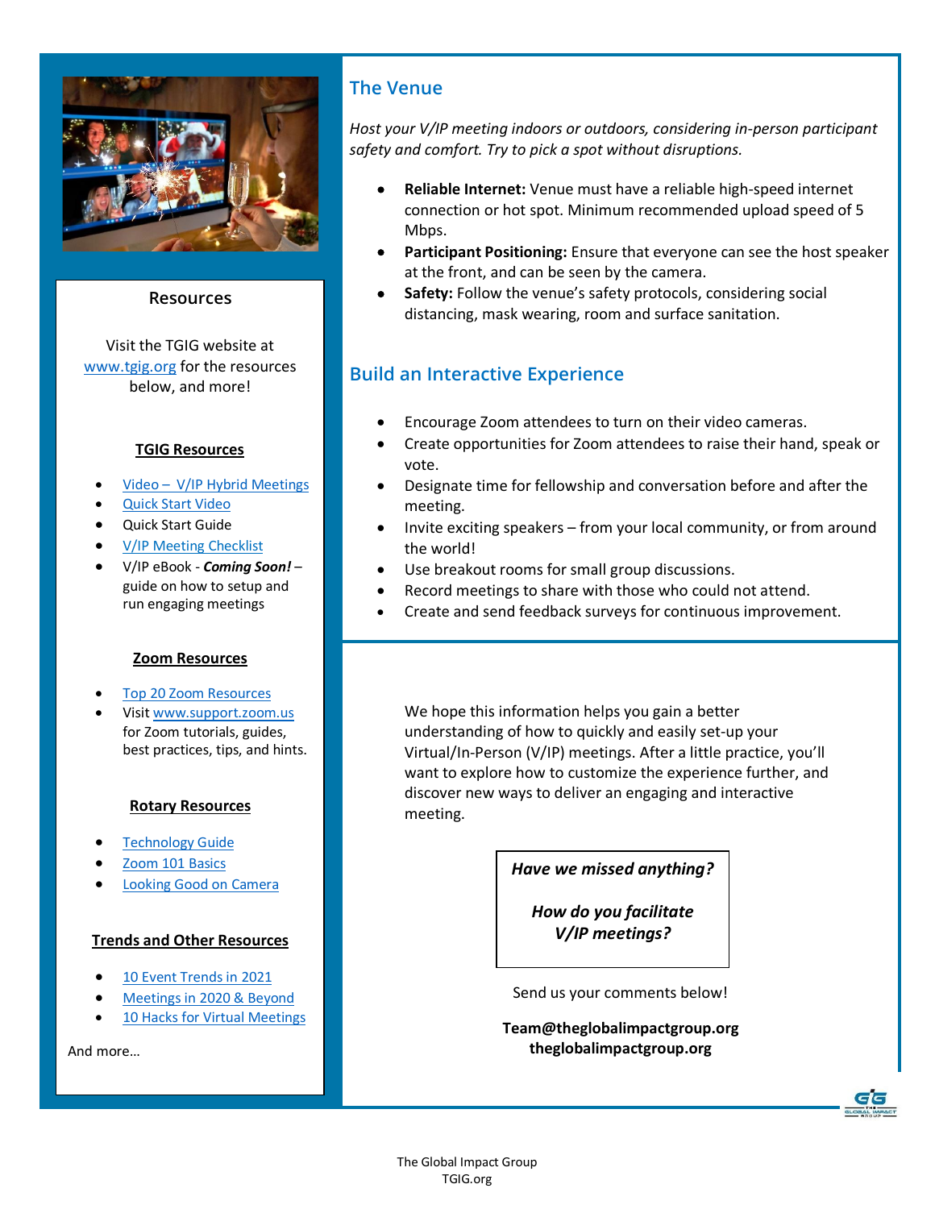## Resources

Visit the TGIG website at www.tgig.org for the resources below, and more!

**TGIG Resources**

- Video – V/IP Hybrid Meetings
- Quick Start Video
- Quick Start Guide
- V/IP Meeting Checklist
- V/IP eBook - ***Coming Soon!*** – guide on how to setup and run engaging meetings

**Zoom Resources**

- Top 20 Zoom Resources
- Visit www.support.zoom.us for Zoom tutorials, guides, best practices, tips, and hints.

**Rotary Resources**

- Technology Guide
- Zoom 101 Basics
- Looking Good on Camera

**Trends and Other Resources**

- 10 Event Trends in 2021
- Meetings in 2020 & Beyond
- 10 Hacks for Virtual Meetings

And more…

## The Venue

*Host your V/IP meeting indoors or outdoors, considering in-person participant safety and comfort. Try to pick a spot without disruptions.*

- **Reliable Internet:** Venue must have a reliable high-speed internet connection or hot spot. Minimum recommended upload speed of 5 Mbps.
- **Participant Positioning:** Ensure that everyone can see the host speaker at the front, and can be seen by the camera.
- **Safety:** Follow the venue's safety protocols, considering social distancing, mask wearing, room and surface sanitation.

## Build an Interactive Experience

- Encourage Zoom attendees to turn on their video cameras.
- Create opportunities for Zoom attendees to raise their hand, speak or vote.
- Designate time for fellowship and conversation before and after the meeting.
- Invite exciting speakers – from your local community, or from around the world!
- Use breakout rooms for small group discussions.
- Record meetings to share with those who could not attend.
- Create and send feedback surveys for continuous improvement.

We hope this information helps you gain a better understanding of how to quickly and easily set-up your Virtual/In-Person (V/IP) meetings. After a little practice, you'll want to explore how to customize the experience further, and discover new ways to deliver an engaging and interactive meeting.

***Have we missed anything?***

***How do you facilitate V/IP meetings?***

Send us your comments below!

**Team@theglobalimpactgroup.org**
**theglobalimpactgroup.org**

The Global Impact Group
TGIG.org